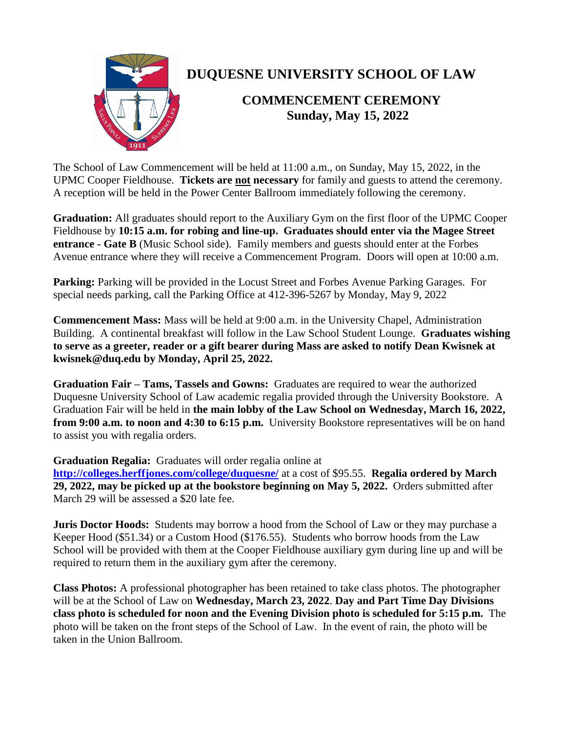# DUQUESNE UNIVERSITY SCHOOL OF LAW

## COMMENCEMENT CEREMONY
## Sunday, May 15, 2022

The School of Law Commencement will be held at 11:00 a.m., on Sunday, May 15, 2022, in the UPMC Cooper Fieldhouse. **Tickets are <u>not</u> necessary** for family and guests to attend the ceremony. A reception will be held in the Power Center Ballroom immediately following the ceremony.

**Graduation:** All graduates should report to the Auxiliary Gym on the first floor of the UPMC Cooper Fieldhouse by **10:15 a.m. for robing and line-up. Graduates should enter via the Magee Street entrance - Gate B** (Music School side). Family members and guests should enter at the Forbes Avenue entrance where they will receive a Commencement Program. Doors will open at 10:00 a.m.

**Parking:** Parking will be provided in the Locust Street and Forbes Avenue Parking Garages. For special needs parking, call the Parking Office at 412-396-5267 by Monday, May 9, 2022

**Commencement Mass:** Mass will be held at 9:00 a.m. in the University Chapel, Administration Building. A continental breakfast will follow in the Law School Student Lounge. **Graduates wishing to serve as a greeter, reader or a gift bearer during Mass are asked to notify Dean Kwisnek at kwisnek@duq.edu by Monday, April 25, 2022.**

**Graduation Fair – Tams, Tassels and Gowns:** Graduates are required to wear the authorized Duquesne University School of Law academic regalia provided through the University Bookstore. A Graduation Fair will be held in **the main lobby of the Law School on Wednesday, March 16, 2022, from 9:00 a.m. to noon and 4:30 to 6:15 p.m.** University Bookstore representatives will be on hand to assist you with regalia orders.

**Graduation Regalia:** Graduates will order regalia online at [http://colleges.herffjones.com/college/duquesne/](http://colleges.herffjones.com/college/duquesne/) at a cost of $95.55. **Regalia ordered by March 29, 2022, may be picked up at the bookstore beginning on May 5, 2022.** Orders submitted after March 29 will be assessed a $20 late fee.

**Juris Doctor Hoods:** Students may borrow a hood from the School of Law or they may purchase a Keeper Hood ($51.34) or a Custom Hood ($176.55). Students who borrow hoods from the Law School will be provided with them at the Cooper Fieldhouse auxiliary gym during line up and will be required to return them in the auxiliary gym after the ceremony.

**Class Photos:** A professional photographer has been retained to take class photos. The photographer will be at the School of Law on **Wednesday, March 23, 2022**. **Day and Part Time Day Divisions class photo is scheduled for noon and the Evening Division photo is scheduled for 5:15 p.m.** The photo will be taken on the front steps of the School of Law. In the event of rain, the photo will be taken in the Union Ballroom.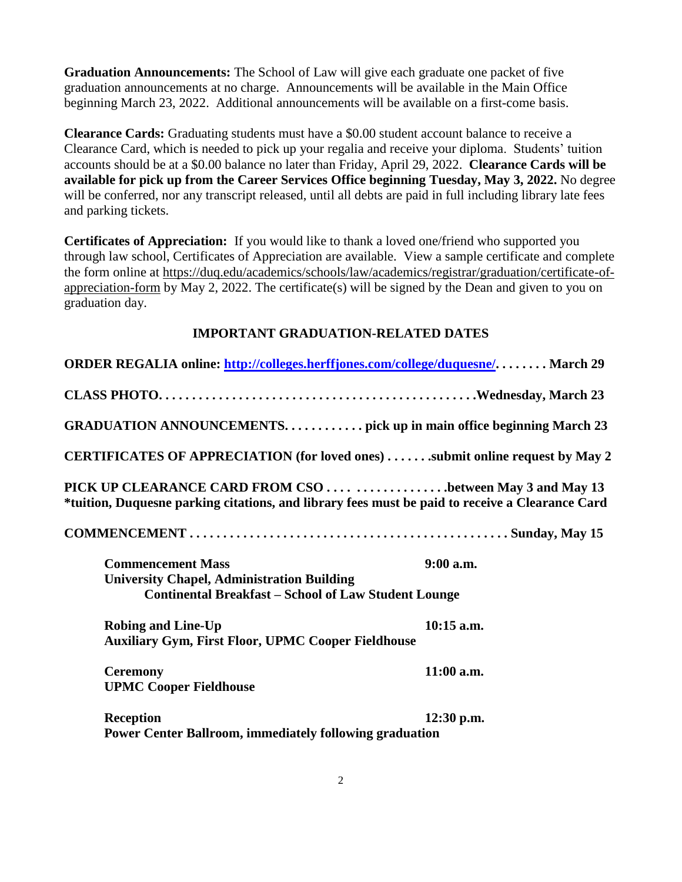**Graduation Announcements:** The School of Law will give each graduate one packet of five graduation announcements at no charge. Announcements will be available in the Main Office beginning March 23, 2022. Additional announcements will be available on a first-come basis.

**Clearance Cards:** Graduating students must have a $0.00 student account balance to receive a Clearance Card, which is needed to pick up your regalia and receive your diploma. Students' tuition accounts should be at a $0.00 balance no later than Friday, April 29, 2022. **Clearance Cards will be available for pick up from the Career Services Office beginning Tuesday, May 3, 2022.** No degree will be conferred, nor any transcript released, until all debts are paid in full including library late fees and parking tickets.

**Certificates of Appreciation:** If you would like to thank a loved one/friend who supported you through law school, Certificates of Appreciation are available. View a sample certificate and complete the form online at https://duq.edu/academics/schools/law/academics/registrar/graduation/certificate-of-appreciation-form by May 2, 2022. The certificate(s) will be signed by the Dean and given to you on graduation day.

## IMPORTANT GRADUATION-RELATED DATES

**ORDER REGALIA online: http://colleges.herffjones.com/college/duquesne/. . . . . . . . March 29**

**CLASS PHOTO. . . . . . . . . . . . . . . . . . . . . . . . . . . . . . . . . . . . . . . . . . . . . . .Wednesday, March 23**

**GRADUATION ANNOUNCEMENTS. . . . . . . . . . . . pick up in main office beginning March 23**

**CERTIFICATES OF APPRECIATION (for loved ones) . . . . . . .submit online request by May 2**

**PICK UP CLEARANCE CARD FROM CSO . . . . . . . . . . . . . . . . . .between May 3 and May 13**
**\*tuition, Duquesne parking citations, and library fees must be paid to receive a Clearance Card**

**COMMENCEMENT . . . . . . . . . . . . . . . . . . . . . . . . . . . . . . . . . . . . . . . . . . . . . . Sunday, May 15**

**Commencement Mass** — **9:00 a.m.**
**University Chapel, Administration Building**
**Continental Breakfast – School of Law Student Lounge**

**Robing and Line-Up** — **10:15 a.m.**
**Auxiliary Gym, First Floor, UPMC Cooper Fieldhouse**

**Ceremony** — **11:00 a.m.**
**UPMC Cooper Fieldhouse**

**Reception** — **12:30 p.m.**
**Power Center Ballroom, immediately following graduation**